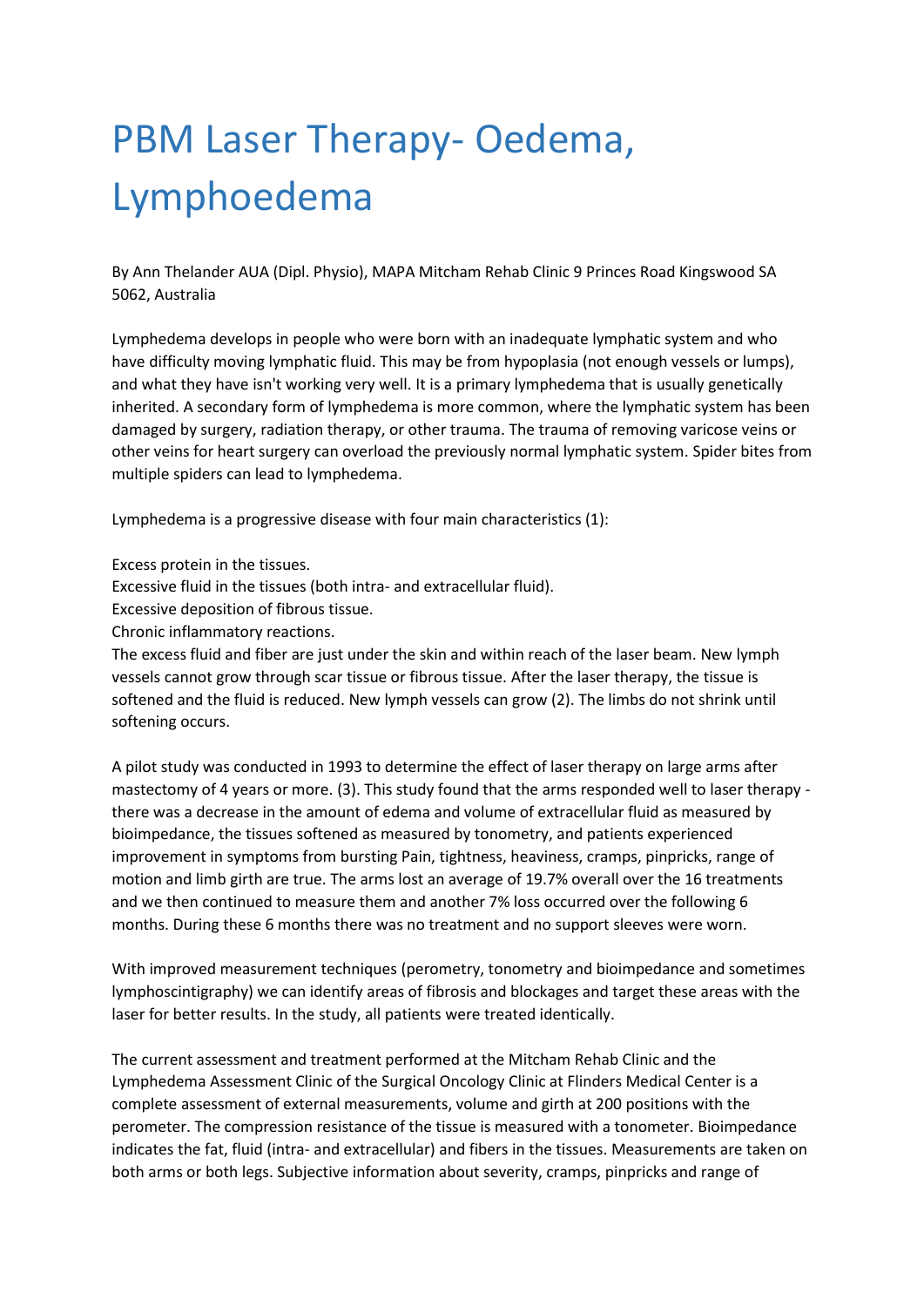# PBM Laser Therapy- Oedema, Lymphoedema

By Ann Thelander AUA (Dipl. Physio), MAPA Mitcham Rehab Clinic 9 Princes Road Kingswood SA 5062, Australia

Lymphedema develops in people who were born with an inadequate lymphatic system and who have difficulty moving lymphatic fluid. This may be from hypoplasia (not enough vessels or lumps), and what they have isn't working very well. It is a primary lymphedema that is usually genetically inherited. A secondary form of lymphedema is more common, where the lymphatic system has been damaged by surgery, radiation therapy, or other trauma. The trauma of removing varicose veins or other veins for heart surgery can overload the previously normal lymphatic system. Spider bites from multiple spiders can lead to lymphedema.

Lymphedema is a progressive disease with four main characteristics (1):

Excess protein in the tissues.
Excessive fluid in the tissues (both intra- and extracellular fluid).
Excessive deposition of fibrous tissue.
Chronic inflammatory reactions.
The excess fluid and fiber are just under the skin and within reach of the laser beam. New lymph vessels cannot grow through scar tissue or fibrous tissue. After the laser therapy, the tissue is softened and the fluid is reduced. New lymph vessels can grow (2). The limbs do not shrink until softening occurs.

A pilot study was conducted in 1993 to determine the effect of laser therapy on large arms after mastectomy of 4 years or more. (3). This study found that the arms responded well to laser therapy - there was a decrease in the amount of edema and volume of extracellular fluid as measured by bioimpedance, the tissues softened as measured by tonometry, and patients experienced improvement in symptoms from bursting Pain, tightness, heaviness, cramps, pinpricks, range of motion and limb girth are true. The arms lost an average of 19.7% overall over the 16 treatments and we then continued to measure them and another 7% loss occurred over the following 6 months. During these 6 months there was no treatment and no support sleeves were worn.

With improved measurement techniques (perometry, tonometry and bioimpedance and sometimes lymphoscintigraphy) we can identify areas of fibrosis and blockages and target these areas with the laser for better results. In the study, all patients were treated identically.

The current assessment and treatment performed at the Mitcham Rehab Clinic and the Lymphedema Assessment Clinic of the Surgical Oncology Clinic at Flinders Medical Center is a complete assessment of external measurements, volume and girth at 200 positions with the perometer. The compression resistance of the tissue is measured with a tonometer. Bioimpedance indicates the fat, fluid (intra- and extracellular) and fibers in the tissues. Measurements are taken on both arms or both legs. Subjective information about severity, cramps, pinpricks and range of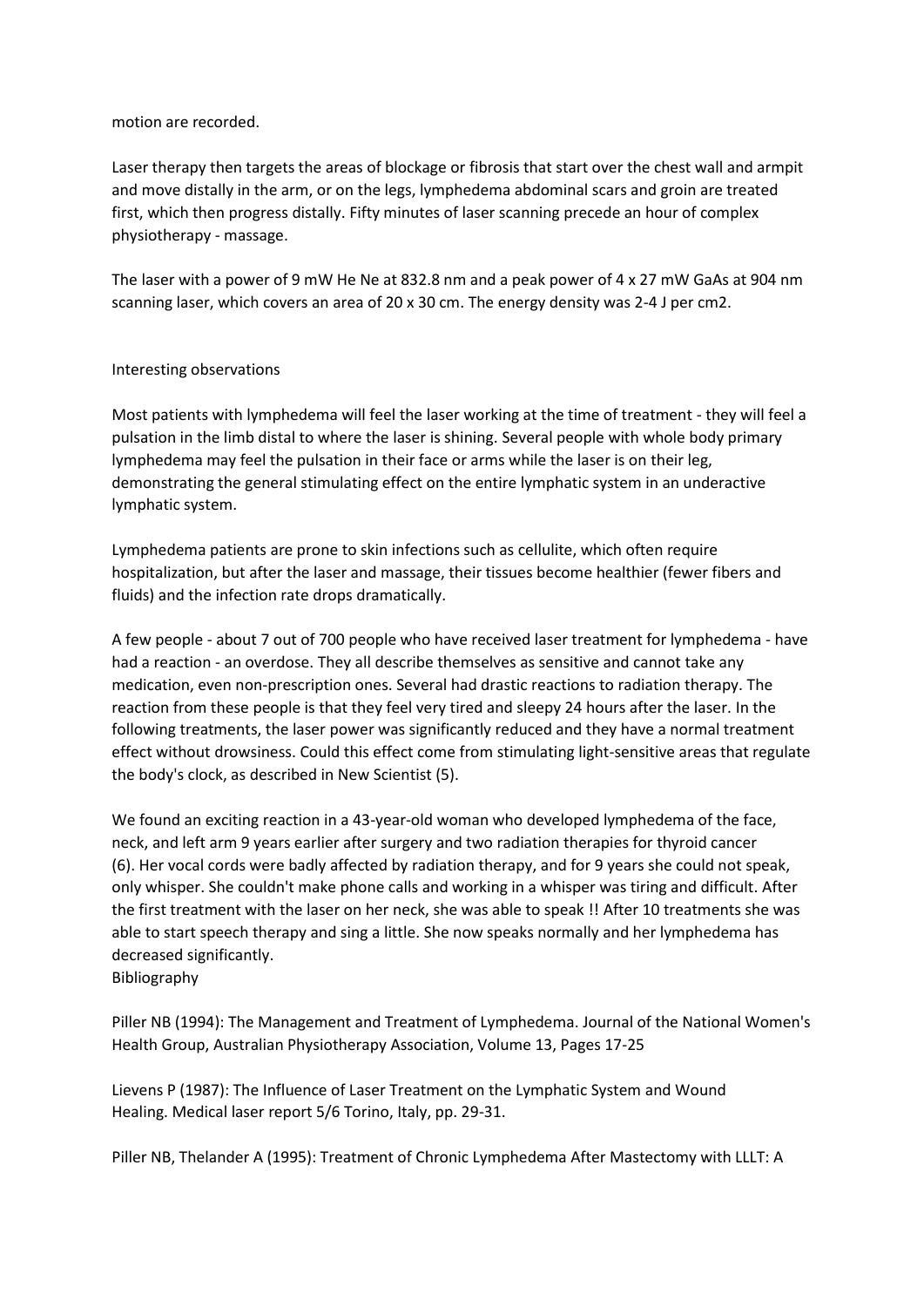motion are recorded.

Laser therapy then targets the areas of blockage or fibrosis that start over the chest wall and armpit and move distally in the arm, or on the legs, lymphedema abdominal scars and groin are treated first, which then progress distally. Fifty minutes of laser scanning precede an hour of complex physiotherapy - massage.

The laser with a power of 9 mW He Ne at 832.8 nm and a peak power of 4 x 27 mW GaAs at 904 nm scanning laser, which covers an area of 20 x 30 cm. The energy density was 2-4 J per cm2.

## Interesting observations

Most patients with lymphedema will feel the laser working at the time of treatment - they will feel a pulsation in the limb distal to where the laser is shining. Several people with whole body primary lymphedema may feel the pulsation in their face or arms while the laser is on their leg, demonstrating the general stimulating effect on the entire lymphatic system in an underactive lymphatic system.

Lymphedema patients are prone to skin infections such as cellulite, which often require hospitalization, but after the laser and massage, their tissues become healthier (fewer fibers and fluids) and the infection rate drops dramatically.

A few people - about 7 out of 700 people who have received laser treatment for lymphedema - have had a reaction - an overdose. They all describe themselves as sensitive and cannot take any medication, even non-prescription ones. Several had drastic reactions to radiation therapy. The reaction from these people is that they feel very tired and sleepy 24 hours after the laser. In the following treatments, the laser power was significantly reduced and they have a normal treatment effect without drowsiness. Could this effect come from stimulating light-sensitive areas that regulate the body's clock, as described in New Scientist (5).

We found an exciting reaction in a 43-year-old woman who developed lymphedema of the face, neck, and left arm 9 years earlier after surgery and two radiation therapies for thyroid cancer (6). Her vocal cords were badly affected by radiation therapy, and for 9 years she could not speak, only whisper. She couldn't make phone calls and working in a whisper was tiring and difficult. After the first treatment with the laser on her neck, she was able to speak !! After 10 treatments she was able to start speech therapy and sing a little. She now speaks normally and her lymphedema has decreased significantly.

## Bibliography

Piller NB (1994): The Management and Treatment of Lymphedema. Journal of the National Women's Health Group, Australian Physiotherapy Association, Volume 13, Pages 17-25

Lievens P (1987): The Influence of Laser Treatment on the Lymphatic System and Wound Healing. Medical laser report 5/6 Torino, Italy, pp. 29-31.

Piller NB, Thelander A (1995): Treatment of Chronic Lymphedema After Mastectomy with LLLT: A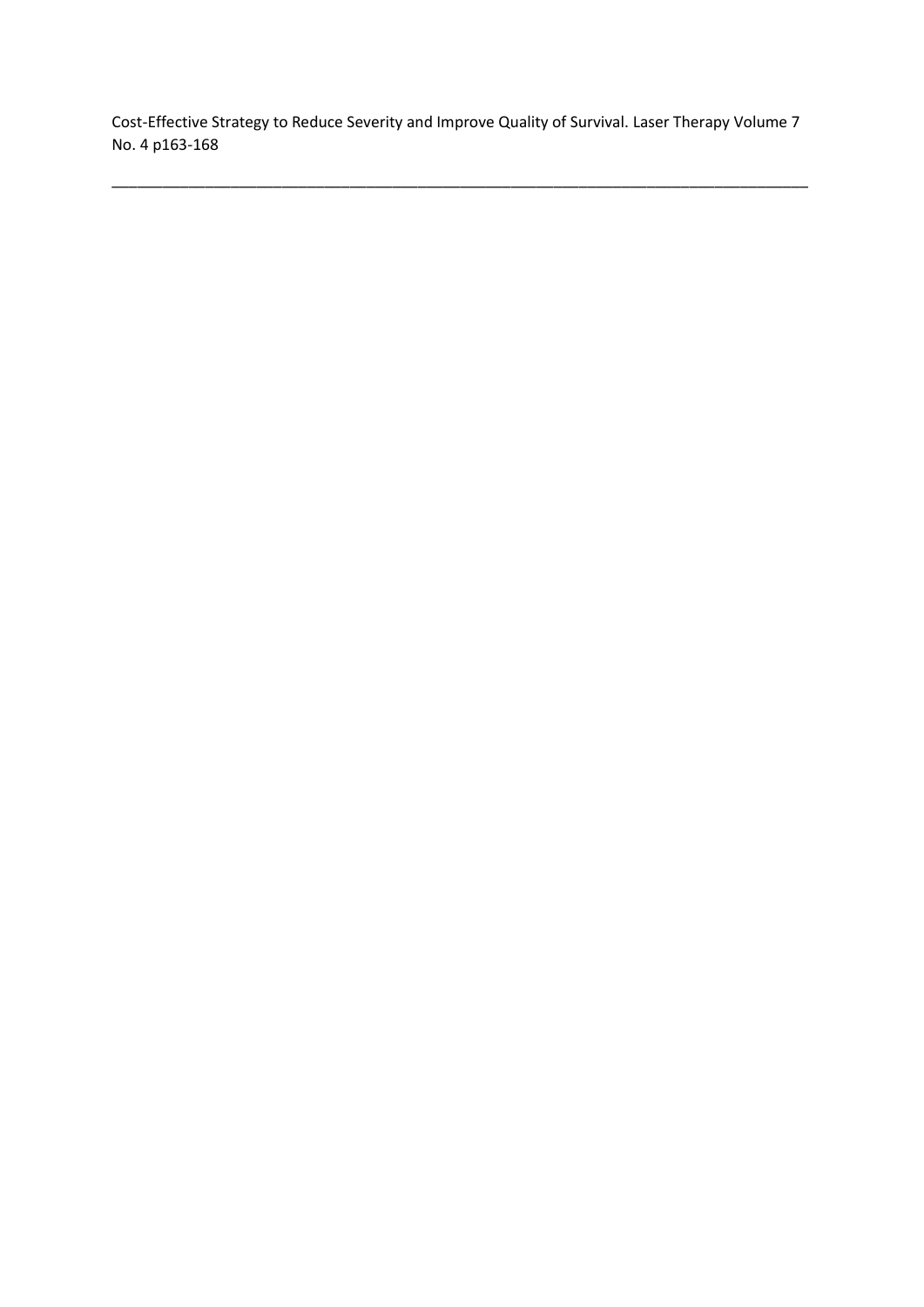Cost-Effective Strategy to Reduce Severity and Improve Quality of Survival. Laser Therapy Volume 7 No. 4 p163-168

---